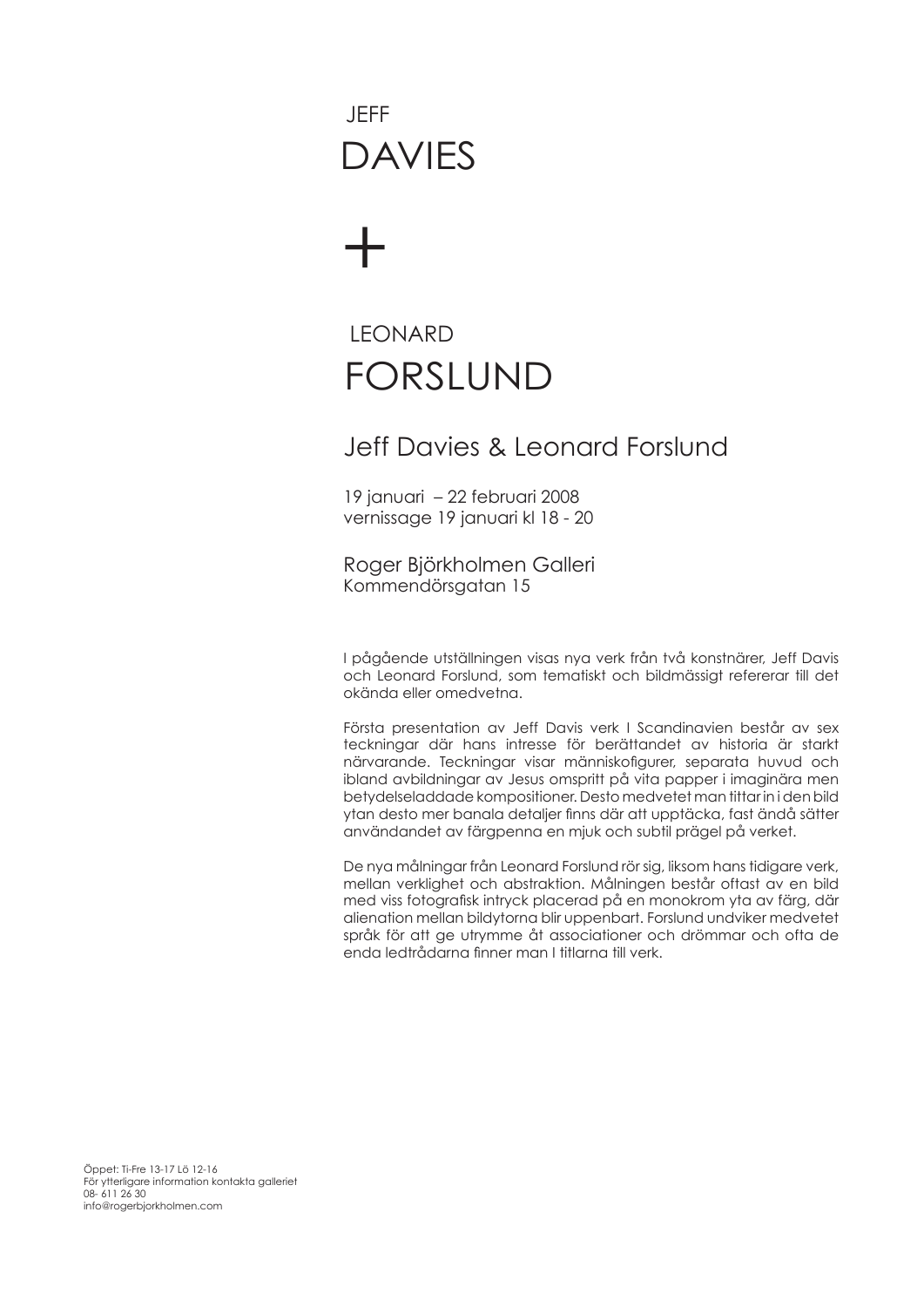JEFF

# DAVIES

+

LEONARD

# FORSLUND

## Jeff Davies & Leonard Forslund

19 januari – 22 februari 2008
vernissage 19 januari kl 18 - 20

Roger Björkholmen Galleri
Kommendörsgatan 15

I pågående utställningen visas nya verk från två konstnärer, Jeff Davis och Leonard Forslund, som tematiskt och bildmässigt refererar till det okända eller omedvetna.

Första presentation av Jeff Davis verk I Scandinavien består av sex teckningar där hans intresse för berättandet av historia är starkt närvarande. Teckningar visar människofigurer, separata huvud och ibland avbildningar av Jesus omspritt på vita papper i imaginära men betydelseladdade kompositioner. Desto medvetet man tittar in i den bild ytan desto mer banala detaljer finns där att upptäcka, fast ändå sätter användandet av färgpenna en mjuk och subtil prägel på verket.

De nya målningar från Leonard Forslund rör sig, liksom hans tidigare verk, mellan verklighet och abstraktion. Målningen består oftast av en bild med viss fotografisk intryck placerad på en monokrom yta av färg, där alienation mellan bildytorna blir uppenbart. Forslund undviker medvetet språk för att ge utrymme åt associationer och drömmar och ofta de enda ledtrådarna finner man I titlarna till verk.

Öppet: Ti-Fre 13-17 Lö 12-16
För ytterligare information kontakta galleriet
08- 611 26 30
info@rogerbjorkholmen.com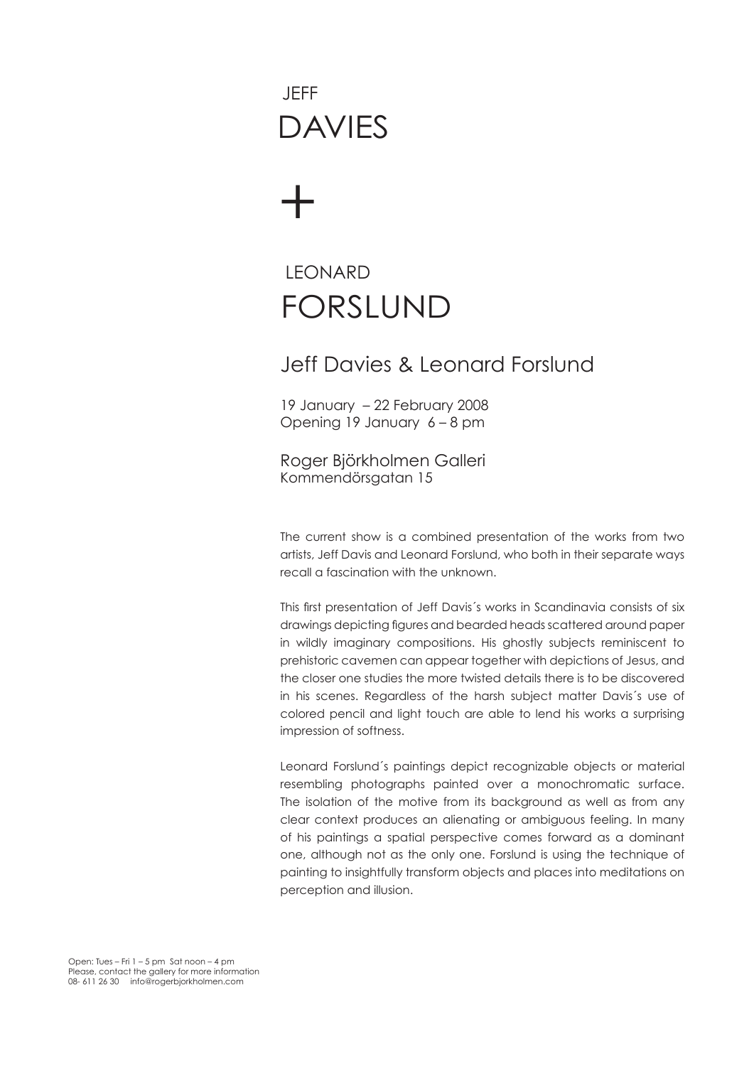JEFF
# DAVIES

+

LEONARD
# FORSLUND

## Jeff Davies & Leonard Forslund

19 January – 22 February 2008
Opening 19 January 6 – 8 pm

Roger Björkholmen Galleri
Kommendörsgatan 15

The current show is a combined presentation of the works from two artists, Jeff Davis and Leonard Forslund, who both in their separate ways recall a fascination with the unknown.

This first presentation of Jeff Davis´s works in Scandinavia consists of six drawings depicting figures and bearded heads scattered around paper in wildly imaginary compositions. His ghostly subjects reminiscent to prehistoric cavemen can appear together with depictions of Jesus, and the closer one studies the more twisted details there is to be discovered in his scenes. Regardless of the harsh subject matter Davis´s use of colored pencil and light touch are able to lend his works a surprising impression of softness.

Leonard Forslund´s paintings depict recognizable objects or material resembling photographs painted over a monochromatic surface. The isolation of the motive from its background as well as from any clear context produces an alienating or ambiguous feeling. In many of his paintings a spatial perspective comes forward as a dominant one, although not as the only one. Forslund is using the technique of painting to insightfully transform objects and places into meditations on perception and illusion.

Open: Tues – Fri 1 – 5 pm Sat noon – 4 pm
Please, contact the gallery for more information
08- 611 26 30 info@rogerbjorkholmen.com